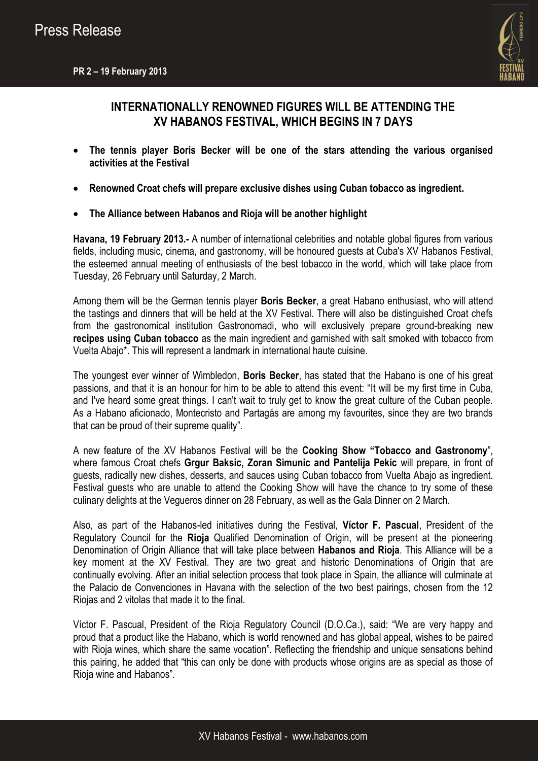Press Release

**PR 2 – 19 February 2013**

## INTERNATIONALLY RENOWNED FIGURES WILL BE ATTENDING THE XV HABANOS FESTIVAL, WHICH BEGINS IN 7 DAYS

- **The tennis player Boris Becker will be one of the stars attending the various organised activities at the Festival**
- **Renowned Croat chefs will prepare exclusive dishes using Cuban tobacco as ingredient.**
- **The Alliance between Habanos and Rioja will be another highlight**

**Havana, 19 February 2013.-** A number of international celebrities and notable global figures from various fields, including music, cinema, and gastronomy, will be honoured guests at Cuba's XV Habanos Festival, the esteemed annual meeting of enthusiasts of the best tobacco in the world, which will take place from Tuesday, 26 February until Saturday, 2 March.

Among them will be the German tennis player **Boris Becker**, a great Habano enthusiast, who will attend the tastings and dinners that will be held at the XV Festival. There will also be distinguished Croat chefs from the gastronomical institution Gastronomadi, who will exclusively prepare ground-breaking new **recipes using Cuban tobacco** as the main ingredient and garnished with salt smoked with tobacco from Vuelta Abajo*. This will represent a landmark in international haute cuisine.

The youngest ever winner of Wimbledon, **Boris Becker**, has stated that the Habano is one of his great passions, and that it is an honour for him to be able to attend this event: "It will be my first time in Cuba, and I've heard some great things. I can't wait to truly get to know the great culture of the Cuban people. As a Habano aficionado, Montecristo and Partagás are among my favourites, since they are two brands that can be proud of their supreme quality".

A new feature of the XV Habanos Festival will be the **Cooking Show "Tobacco and Gastronomy**", where famous Croat chefs **Grgur Baksic, Zoran Simunic and Pantelija Pekic** will prepare, in front of guests, radically new dishes, desserts, and sauces using Cuban tobacco from Vuelta Abajo as ingredient. Festival guests who are unable to attend the Cooking Show will have the chance to try some of these culinary delights at the Vegueros dinner on 28 February, as well as the Gala Dinner on 2 March.

Also, as part of the Habanos-led initiatives during the Festival, **Víctor F. Pascual**, President of the Regulatory Council for the **Rioja** Qualified Denomination of Origin, will be present at the pioneering Denomination of Origin Alliance that will take place between **Habanos and Rioja**. This Alliance will be a key moment at the XV Festival. They are two great and historic Denominations of Origin that are continually evolving. After an initial selection process that took place in Spain, the alliance will culminate at the Palacio de Convenciones in Havana with the selection of the two best pairings, chosen from the 12 Riojas and 2 vitolas that made it to the final.

Víctor F. Pascual, President of the Rioja Regulatory Council (D.O.Ca.), said: "We are very happy and proud that a product like the Habano, which is world renowned and has global appeal, wishes to be paired with Rioja wines, which share the same vocation". Reflecting the friendship and unique sensations behind this pairing, he added that "this can only be done with products whose origins are as special as those of Rioja wine and Habanos".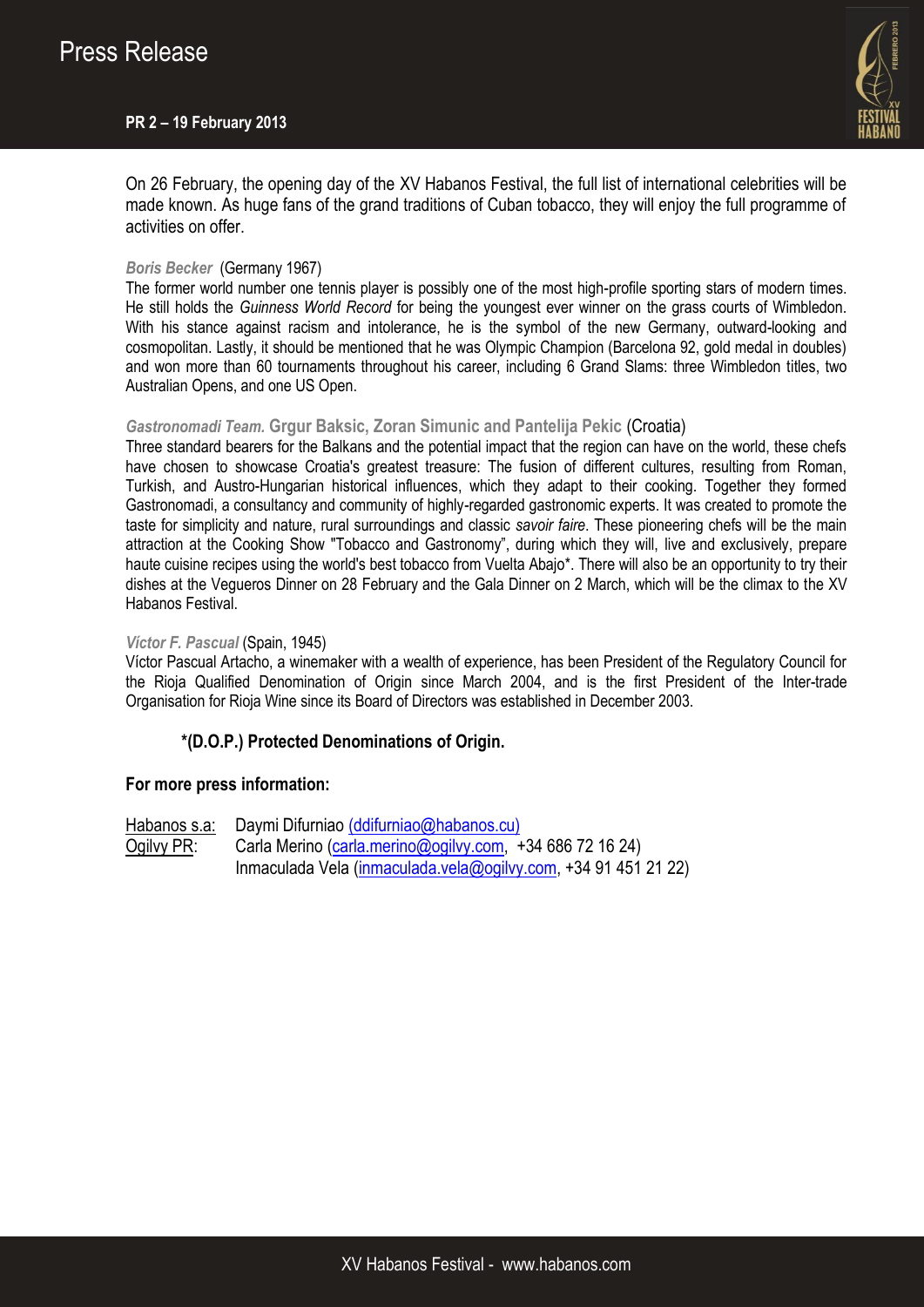# Press Release

**PR 2 – 19 February 2013**

On 26 February, the opening day of the XV Habanos Festival, the full list of international celebrities will be made known. As huge fans of the grand traditions of Cuban tobacco, they will enjoy the full programme of activities on offer.

***Boris Becker*** (Germany 1967)
The former world number one tennis player is possibly one of the most high-profile sporting stars of modern times. He still holds the *Guinness World Record* for being the youngest ever winner on the grass courts of Wimbledon. With his stance against racism and intolerance, he is the symbol of the new Germany, outward-looking and cosmopolitan. Lastly, it should be mentioned that he was Olympic Champion (Barcelona 92, gold medal in doubles) and won more than 60 tournaments throughout his career, including 6 Grand Slams: three Wimbledon titles, two Australian Opens, and one US Open.

***Gastronomadi Team.*** **Grgur Baksic, Zoran Simunic and Pantelija Pekic** (Croatia)
Three standard bearers for the Balkans and the potential impact that the region can have on the world, these chefs have chosen to showcase Croatia's greatest treasure: The fusion of different cultures, resulting from Roman, Turkish, and Austro-Hungarian historical influences, which they adapt to their cooking. Together they formed Gastronomadi, a consultancy and community of highly-regarded gastronomic experts. It was created to promote the taste for simplicity and nature, rural surroundings and classic *savoir faire*. These pioneering chefs will be the main attraction at the Cooking Show "Tobacco and Gastronomy", during which they will, live and exclusively, prepare haute cuisine recipes using the world's best tobacco from Vuelta Abajo*. There will also be an opportunity to try their dishes at the Vegueros Dinner on 28 February and the Gala Dinner on 2 March, which will be the climax to the XV Habanos Festival.

***Víctor F. Pascual*** (Spain, 1945)
Víctor Pascual Artacho, a winemaker with a wealth of experience, has been President of the Regulatory Council for the Rioja Qualified Denomination of Origin since March 2004, and is the first President of the Inter-trade Organisation for Rioja Wine since its Board of Directors was established in December 2003.

**\*(D.O.P.) Protected Denominations of Origin.**

**For more press information:**

Habanos s.a: Daymi Difurniao (ddifurniao@habanos.cu)
Ogilvy PR: Carla Merino (carla.merino@ogilvy.com, +34 686 72 16 24)
Inmaculada Vela (inmaculada.vela@ogilvy.com, +34 91 451 21 22)